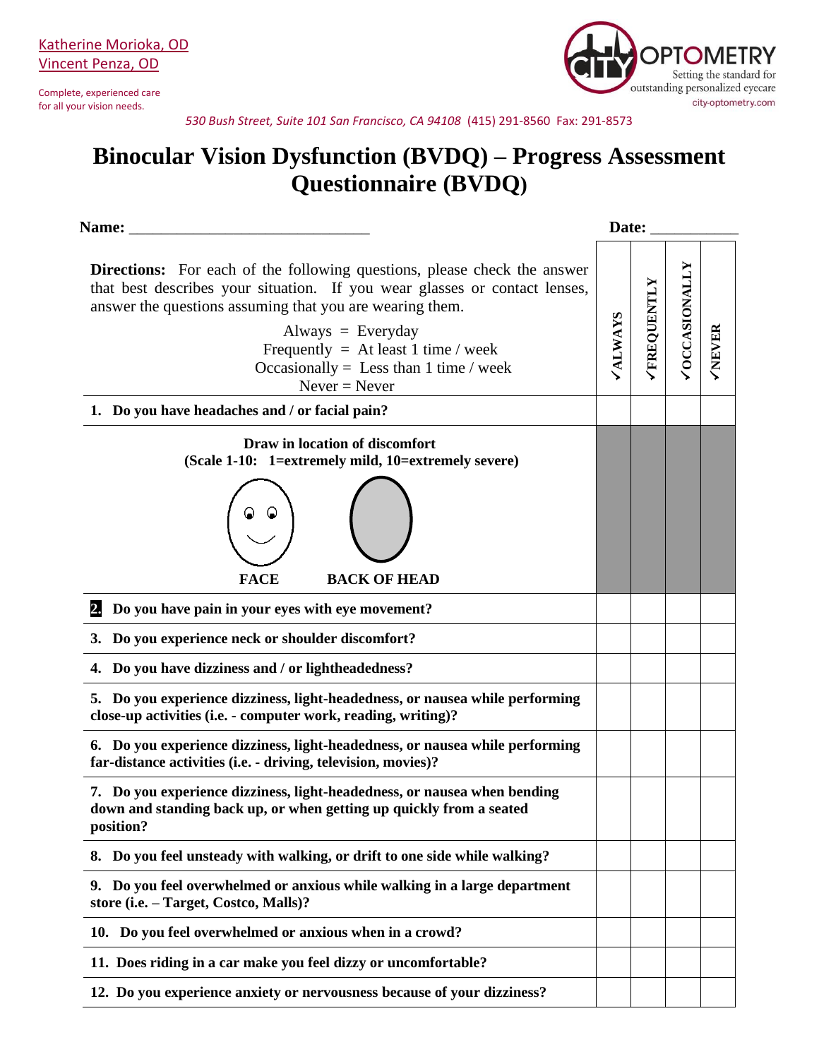Katherine Morioka, OD
Vincent Penza, OD

Complete, experienced care for all your vision needs.

CITY OPTOMETRY
Setting the standard for outstanding personalized eyecare
city-optometry.com

*530 Bush Street, Suite 101 San Francisco, CA 94108* (415) 291-8560 Fax: 291-8573

# Binocular Vision Dysfunction (BVDQ) – Progress Assessment Questionnaire (BVDQ)

**Name:** ______________________________ **Date:** ___________

| **Directions:** For each of the following questions, please check the answer that best describes your situation. If you wear glasses or contact lenses, answer the questions assuming that you are wearing them.<br>Always = Everyday<br>Frequently = At least 1 time / week<br>Occasionally = Less than 1 time / week<br>Never = Never | ✓ALWAYS | ✓FREQUENTLY | ✓OCCASIONALLY | ✓NEVER |
|---|---|---|---|---|
| **1. Do you have headaches and / or facial pain?** | | | | |
| **Draw in location of discomfort (Scale 1-10: 1=extremely mild, 10=extremely severe)**<br>**FACE** **BACK OF HEAD** | | | | |
| **2. Do you have pain in your eyes with eye movement?** | | | | |
| **3. Do you experience neck or shoulder discomfort?** | | | | |
| **4. Do you have dizziness and / or lightheadedness?** | | | | |
| **5. Do you experience dizziness, light-headedness, or nausea while performing close-up activities (i.e. - computer work, reading, writing)?** | | | | |
| **6. Do you experience dizziness, light-headedness, or nausea while performing far-distance activities (i.e. - driving, television, movies)?** | | | | |
| **7. Do you experience dizziness, light-headedness, or nausea when bending down and standing back up, or when getting up quickly from a seated position?** | | | | |
| **8. Do you feel unsteady with walking, or drift to one side while walking?** | | | | |
| **9. Do you feel overwhelmed or anxious while walking in a large department store (i.e. – Target, Costco, Malls)?** | | | | |
| **10. Do you feel overwhelmed or anxious when in a crowd?** | | | | |
| **11. Does riding in a car make you feel dizzy or uncomfortable?** | | | | |
| **12. Do you experience anxiety or nervousness because of your dizziness?** | | | | |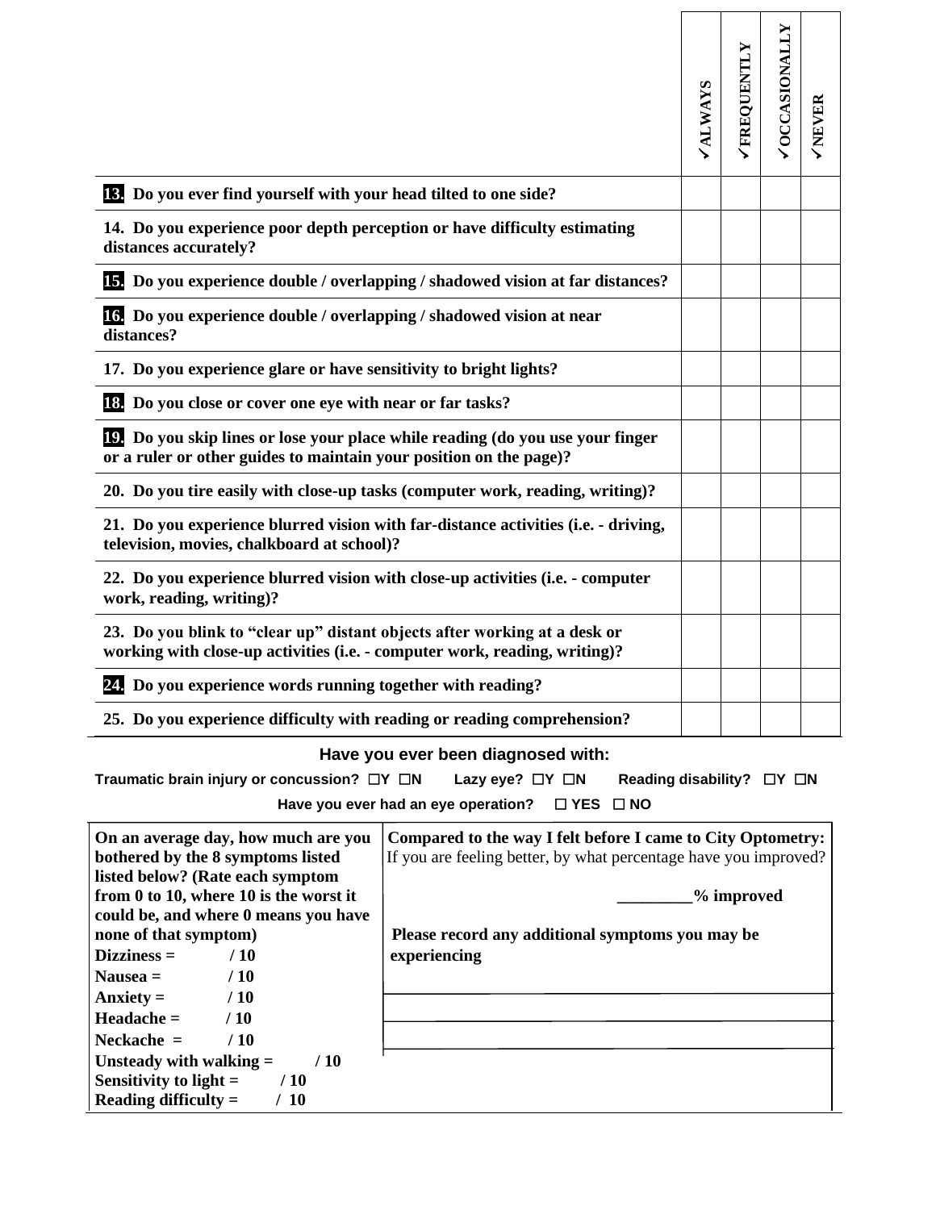| | ✓ALWAYS | ✓FREQUENTLY | ✓OCCASIONALLY | ✓NEVER |
|---|---|---|---|---|
| **13. Do you ever find yourself with your head tilted to one side?** | | | | |
| **14. Do you experience poor depth perception or have difficulty estimating distances accurately?** | | | | |
| **15. Do you experience double / overlapping / shadowed vision at far distances?** | | | | |
| **16. Do you experience double / overlapping / shadowed vision at near distances?** | | | | |
| **17. Do you experience glare or have sensitivity to bright lights?** | | | | |
| **18. Do you close or cover one eye with near or far tasks?** | | | | |
| **19. Do you skip lines or lose your place while reading (do you use your finger or a ruler or other guides to maintain your position on the page)?** | | | | |
| **20. Do you tire easily with close-up tasks (computer work, reading, writing)?** | | | | |
| **21. Do you experience blurred vision with far-distance activities (i.e. - driving, television, movies, chalkboard at school)?** | | | | |
| **22. Do you experience blurred vision with close-up activities (i.e. - computer work, reading, writing)?** | | | | |
| **23. Do you blink to "clear up" distant objects after working at a desk or working with close-up activities (i.e. - computer work, reading, writing)?** | | | | |
| **24. Do you experience words running together with reading?** | | | | |
| **25. Do you experience difficulty with reading or reading comprehension?** | | | | |

**Have you ever been diagnosed with:**

**Traumatic brain injury or concussion? ☐Y ☐N Lazy eye? ☐Y ☐N Reading disability? ☐Y ☐N**

**Have you ever had an eye operation? ☐ YES ☐ NO**

**On an average day, how much are you bothered by the 8 symptoms listed listed below? (Rate each symptom from 0 to 10, where 10 is the worst it could be, and where 0 means you have none of that symptom)**

**Dizziness = / 10**
**Nausea = / 10**
**Anxiety = / 10**
**Headache = / 10**
**Neckache = / 10**
**Unsteady with walking = / 10**
**Sensitivity to light = / 10**
**Reading difficulty = / 10**

**Compared to the way I felt before I came to City Optometry:**
If you are feeling better, by what percentage have you improved?

**_________% improved**

**Please record any additional symptoms you may be experiencing**

______________________________

______________________________

______________________________